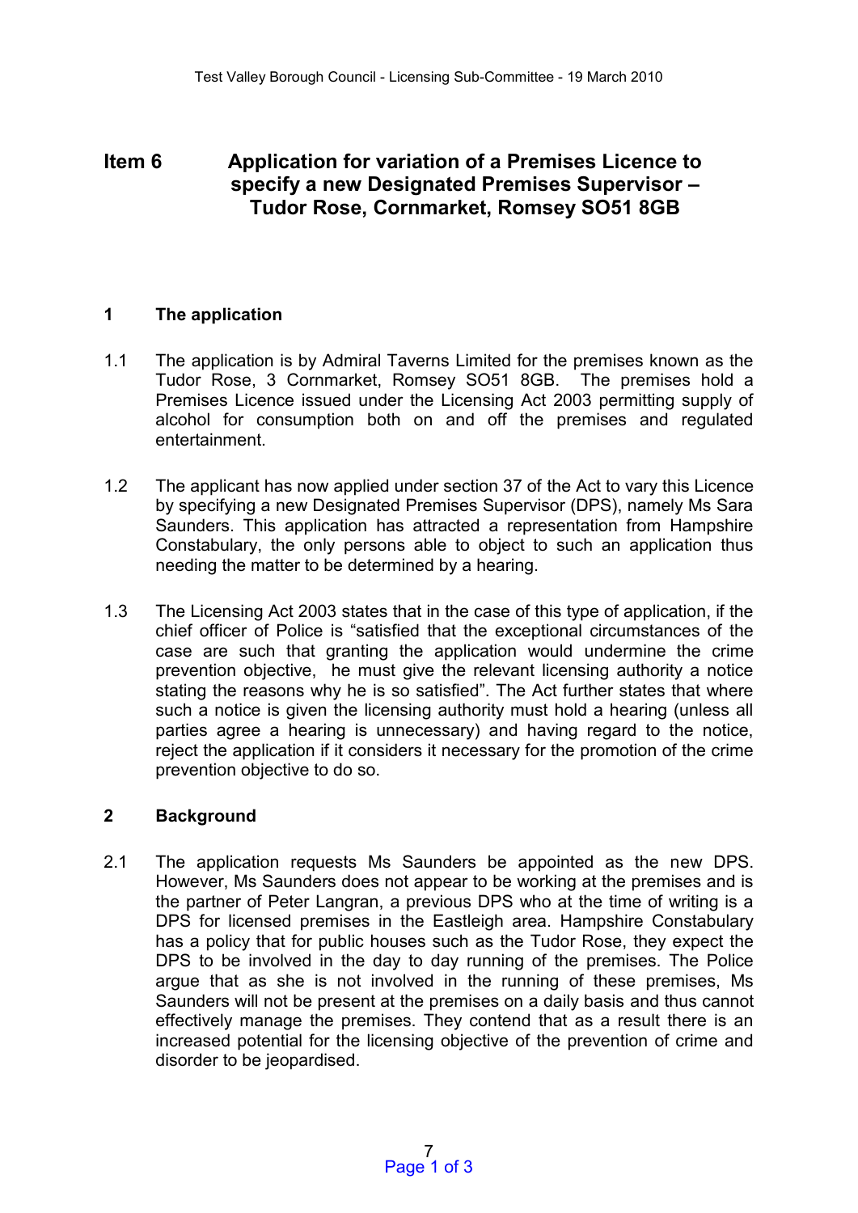# Item 6 Application for variation of a Premises Licence to specify a new Designated Premises Supervisor – Tudor Rose, Cornmarket, Romsey SO51 8GB

## 1 The application

1.1 The application is by Admiral Taverns Limited for the premises known as the Tudor Rose, 3 Cornmarket, Romsey SO51 8GB. The premises hold a Premises Licence issued under the Licensing Act 2003 permitting supply of alcohol for consumption both on and off the premises and regulated entertainment.

1.2 The applicant has now applied under section 37 of the Act to vary this Licence by specifying a new Designated Premises Supervisor (DPS), namely Ms Sara Saunders. This application has attracted a representation from Hampshire Constabulary, the only persons able to object to such an application thus needing the matter to be determined by a hearing.

1.3 The Licensing Act 2003 states that in the case of this type of application, if the chief officer of Police is "satisfied that the exceptional circumstances of the case are such that granting the application would undermine the crime prevention objective, he must give the relevant licensing authority a notice stating the reasons why he is so satisfied". The Act further states that where such a notice is given the licensing authority must hold a hearing (unless all parties agree a hearing is unnecessary) and having regard to the notice, reject the application if it considers it necessary for the promotion of the crime prevention objective to do so.

## 2 Background

2.1 The application requests Ms Saunders be appointed as the new DPS. However, Ms Saunders does not appear to be working at the premises and is the partner of Peter Langran, a previous DPS who at the time of writing is a DPS for licensed premises in the Eastleigh area. Hampshire Constabulary has a policy that for public houses such as the Tudor Rose, they expect the DPS to be involved in the day to day running of the premises. The Police argue that as she is not involved in the running of these premises, Ms Saunders will not be present at the premises on a daily basis and thus cannot effectively manage the premises. They contend that as a result there is an increased potential for the licensing objective of the prevention of crime and disorder to be jeopardised.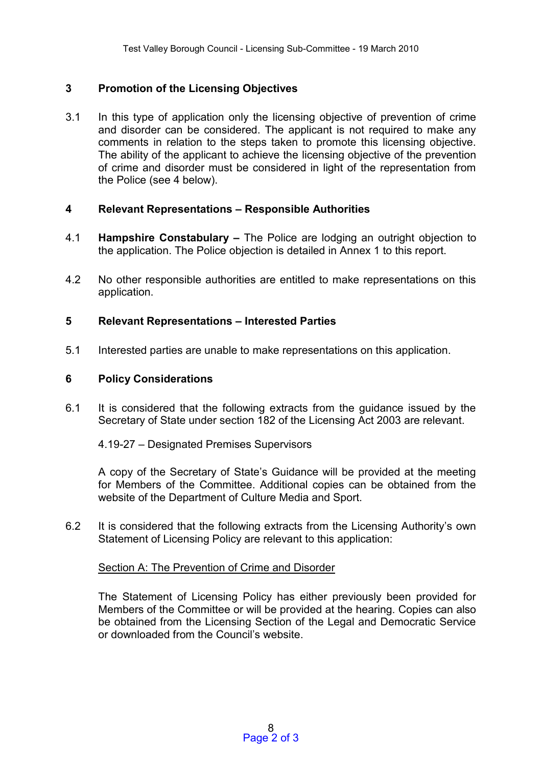## 3 Promotion of the Licensing Objectives

3.1 In this type of application only the licensing objective of prevention of crime and disorder can be considered. The applicant is not required to make any comments in relation to the steps taken to promote this licensing objective. The ability of the applicant to achieve the licensing objective of the prevention of crime and disorder must be considered in light of the representation from the Police (see 4 below).

## 4 Relevant Representations – Responsible Authorities

4.1 **Hampshire Constabulary –** The Police are lodging an outright objection to the application. The Police objection is detailed in Annex 1 to this report.

4.2 No other responsible authorities are entitled to make representations on this application.

## 5 Relevant Representations – Interested Parties

5.1 Interested parties are unable to make representations on this application.

## 6 Policy Considerations

6.1 It is considered that the following extracts from the guidance issued by the Secretary of State under section 182 of the Licensing Act 2003 are relevant.

4.19-27 – Designated Premises Supervisors

A copy of the Secretary of State's Guidance will be provided at the meeting for Members of the Committee. Additional copies can be obtained from the website of the Department of Culture Media and Sport.

6.2 It is considered that the following extracts from the Licensing Authority's own Statement of Licensing Policy are relevant to this application:

Section A: The Prevention of Crime and Disorder

The Statement of Licensing Policy has either previously been provided for Members of the Committee or will be provided at the hearing. Copies can also be obtained from the Licensing Section of the Legal and Democratic Service or downloaded from the Council's website.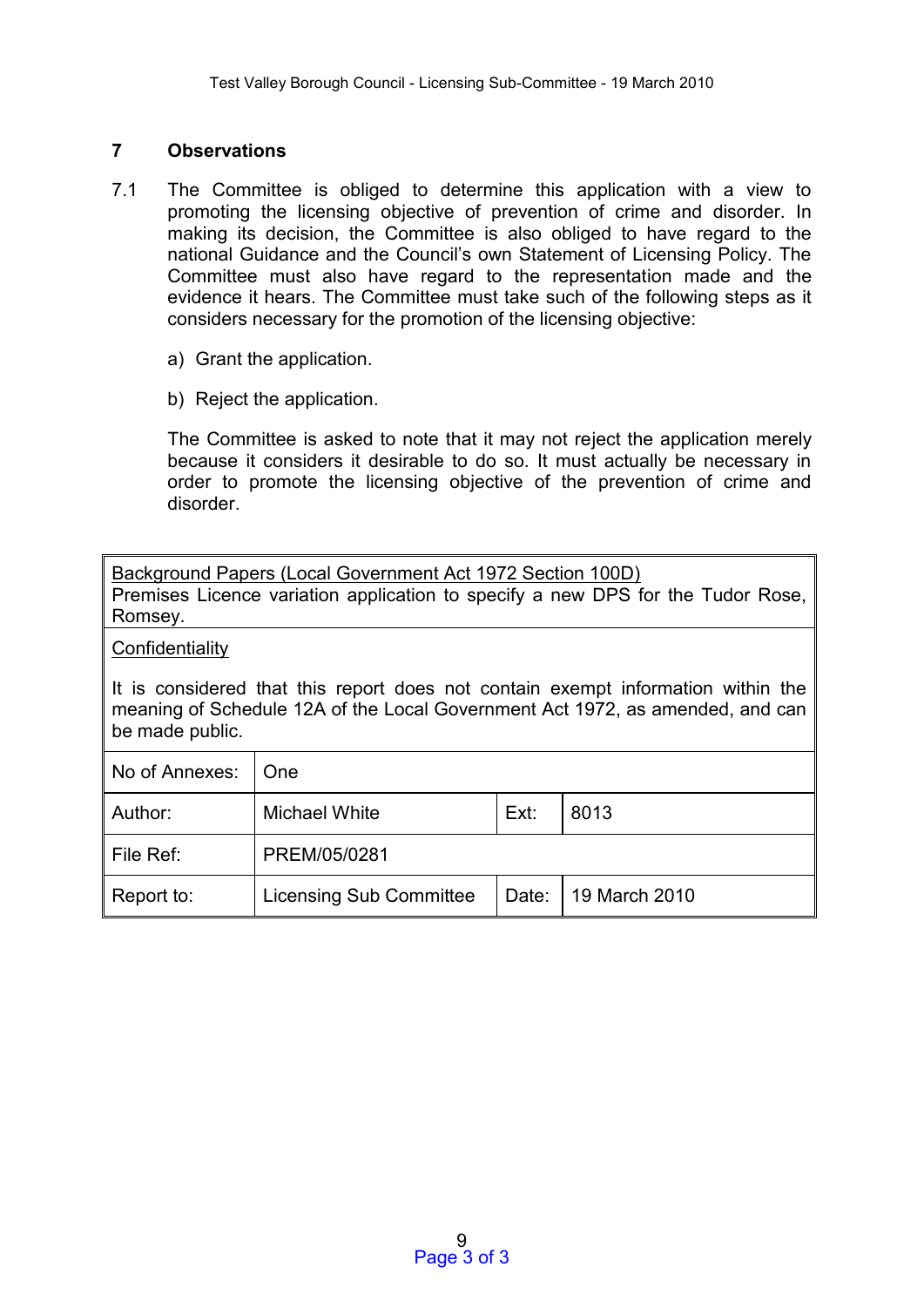## 7 Observations

7.1 The Committee is obliged to determine this application with a view to promoting the licensing objective of prevention of crime and disorder. In making its decision, the Committee is also obliged to have regard to the national Guidance and the Council's own Statement of Licensing Policy. The Committee must also have regard to the representation made and the evidence it hears. The Committee must take such of the following steps as it considers necessary for the promotion of the licensing objective:

a) Grant the application.

b) Reject the application.

The Committee is asked to note that it may not reject the application merely because it considers it desirable to do so. It must actually be necessary in order to promote the licensing objective of the prevention of crime and disorder.

| | | | |
|---|---|---|---|
| Background Papers (Local Government Act 1972 Section 100D)<br>Premises Licence variation application to specify a new DPS for the Tudor Rose, Romsey. | | | |
| Confidentiality<br><br>It is considered that this report does not contain exempt information within the meaning of Schedule 12A of the Local Government Act 1972, as amended, and can be made public. | | | |
| No of Annexes: | One | | |
| Author: | Michael White | Ext: | 8013 |
| File Ref: | PREM/05/0281 | | |
| Report to: | Licensing Sub Committee | Date: | 19 March 2010 |